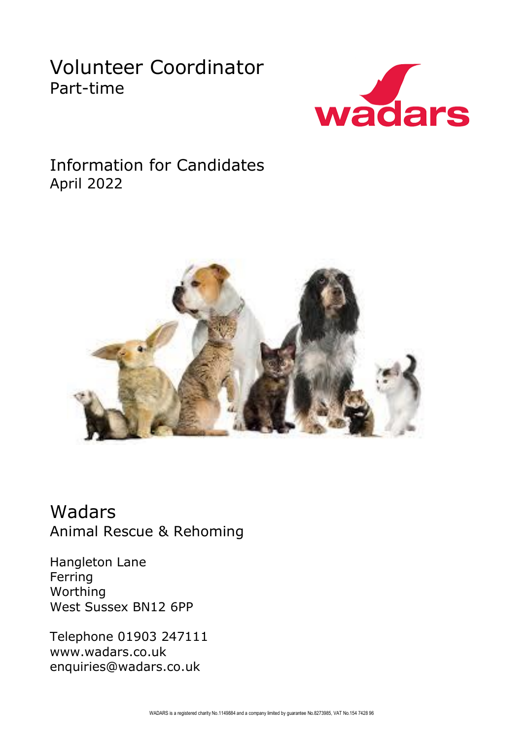# Volunteer Coordinator
Part-time

## Information for Candidates
April 2022

## Wadars
Animal Rescue & Rehoming

Hangleton Lane
Ferring
Worthing
West Sussex BN12 6PP

Telephone 01903 247111
www.wadars.co.uk
enquiries@wadars.co.uk

WADARS is a registered charity No.1149884 and a company limited by guarantee No.8273985, VAT No.154 7428 96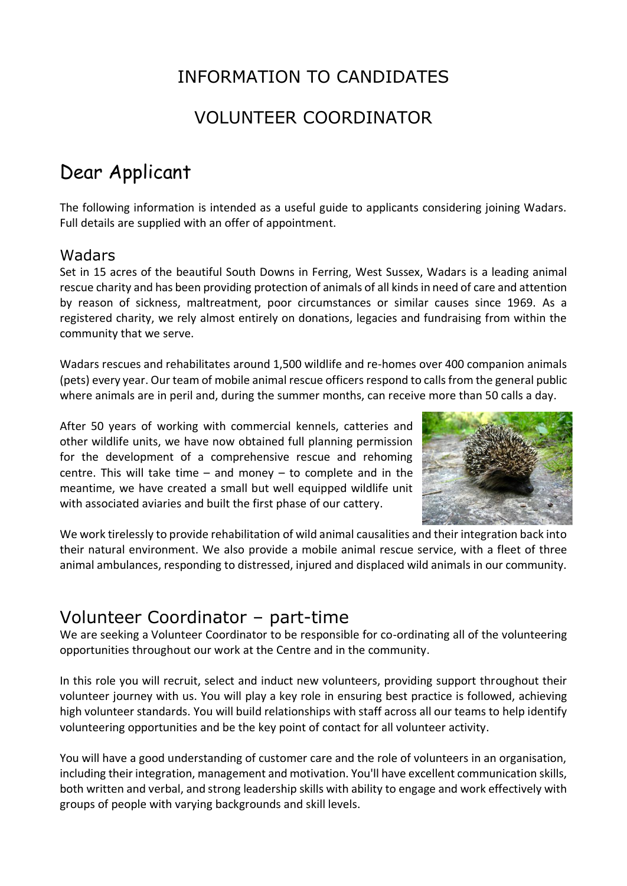# INFORMATION TO CANDIDATES

# VOLUNTEER COORDINATOR

## Dear Applicant

The following information is intended as a useful guide to applicants considering joining Wadars. Full details are supplied with an offer of appointment.

### Wadars

Set in 15 acres of the beautiful South Downs in Ferring, West Sussex, Wadars is a leading animal rescue charity and has been providing protection of animals of all kinds in need of care and attention by reason of sickness, maltreatment, poor circumstances or similar causes since 1969. As a registered charity, we rely almost entirely on donations, legacies and fundraising from within the community that we serve.

Wadars rescues and rehabilitates around 1,500 wildlife and re-homes over 400 companion animals (pets) every year. Our team of mobile animal rescue officers respond to calls from the general public where animals are in peril and, during the summer months, can receive more than 50 calls a day.

After 50 years of working with commercial kennels, catteries and other wildlife units, we have now obtained full planning permission for the development of a comprehensive rescue and rehoming centre. This will take time – and money – to complete and in the meantime, we have created a small but well equipped wildlife unit with associated aviaries and built the first phase of our cattery.

We work tirelessly to provide rehabilitation of wild animal causalities and their integration back into their natural environment. We also provide a mobile animal rescue service, with a fleet of three animal ambulances, responding to distressed, injured and displaced wild animals in our community.

## Volunteer Coordinator – part-time

We are seeking a Volunteer Coordinator to be responsible for co-ordinating all of the volunteering opportunities throughout our work at the Centre and in the community.

In this role you will recruit, select and induct new volunteers, providing support throughout their volunteer journey with us. You will play a key role in ensuring best practice is followed, achieving high volunteer standards. You will build relationships with staff across all our teams to help identify volunteering opportunities and be the key point of contact for all volunteer activity.

You will have a good understanding of customer care and the role of volunteers in an organisation, including their integration, management and motivation. You'll have excellent communication skills, both written and verbal, and strong leadership skills with ability to engage and work effectively with groups of people with varying backgrounds and skill levels.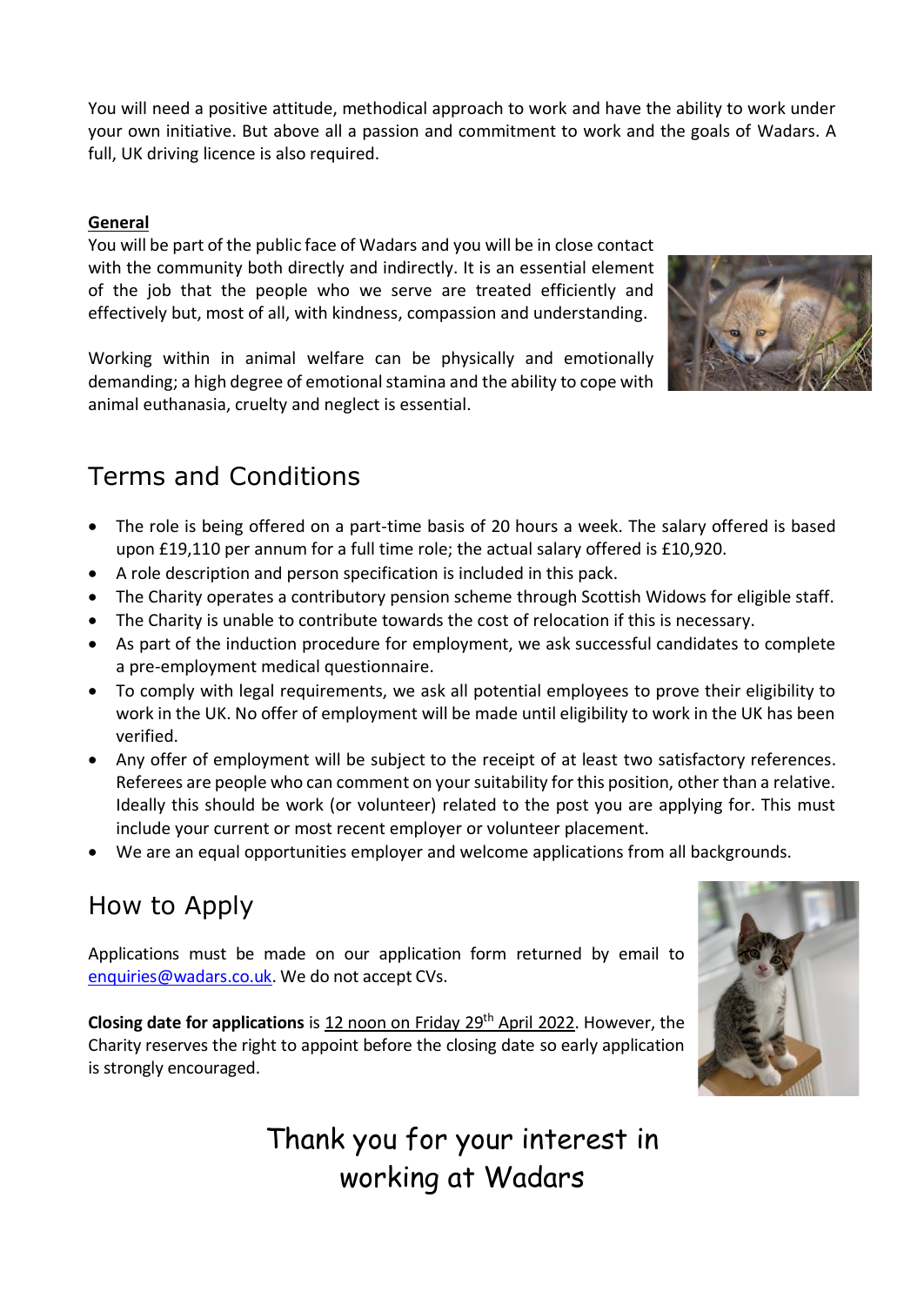You will need a positive attitude, methodical approach to work and have the ability to work under your own initiative. But above all a passion and commitment to work and the goals of Wadars. A full, UK driving licence is also required.

**General**

You will be part of the public face of Wadars and you will be in close contact with the community both directly and indirectly. It is an essential element of the job that the people who we serve are treated efficiently and effectively but, most of all, with kindness, compassion and understanding.

Working within in animal welfare can be physically and emotionally demanding; a high degree of emotional stamina and the ability to cope with animal euthanasia, cruelty and neglect is essential.

## Terms and Conditions

- The role is being offered on a part-time basis of 20 hours a week. The salary offered is based upon £19,110 per annum for a full time role; the actual salary offered is £10,920.
- A role description and person specification is included in this pack.
- The Charity operates a contributory pension scheme through Scottish Widows for eligible staff.
- The Charity is unable to contribute towards the cost of relocation if this is necessary.
- As part of the induction procedure for employment, we ask successful candidates to complete a pre-employment medical questionnaire.
- To comply with legal requirements, we ask all potential employees to prove their eligibility to work in the UK. No offer of employment will be made until eligibility to work in the UK has been verified.
- Any offer of employment will be subject to the receipt of at least two satisfactory references. Referees are people who can comment on your suitability for this position, other than a relative. Ideally this should be work (or volunteer) related to the post you are applying for. This must include your current or most recent employer or volunteer placement.
- We are an equal opportunities employer and welcome applications from all backgrounds.

## How to Apply

Applications must be made on our application form returned by email to enquiries@wadars.co.uk. We do not accept CVs.

**Closing date for applications** is 12 noon on Friday 29th April 2022. However, the Charity reserves the right to appoint before the closing date so early application is strongly encouraged.

## Thank you for your interest in working at Wadars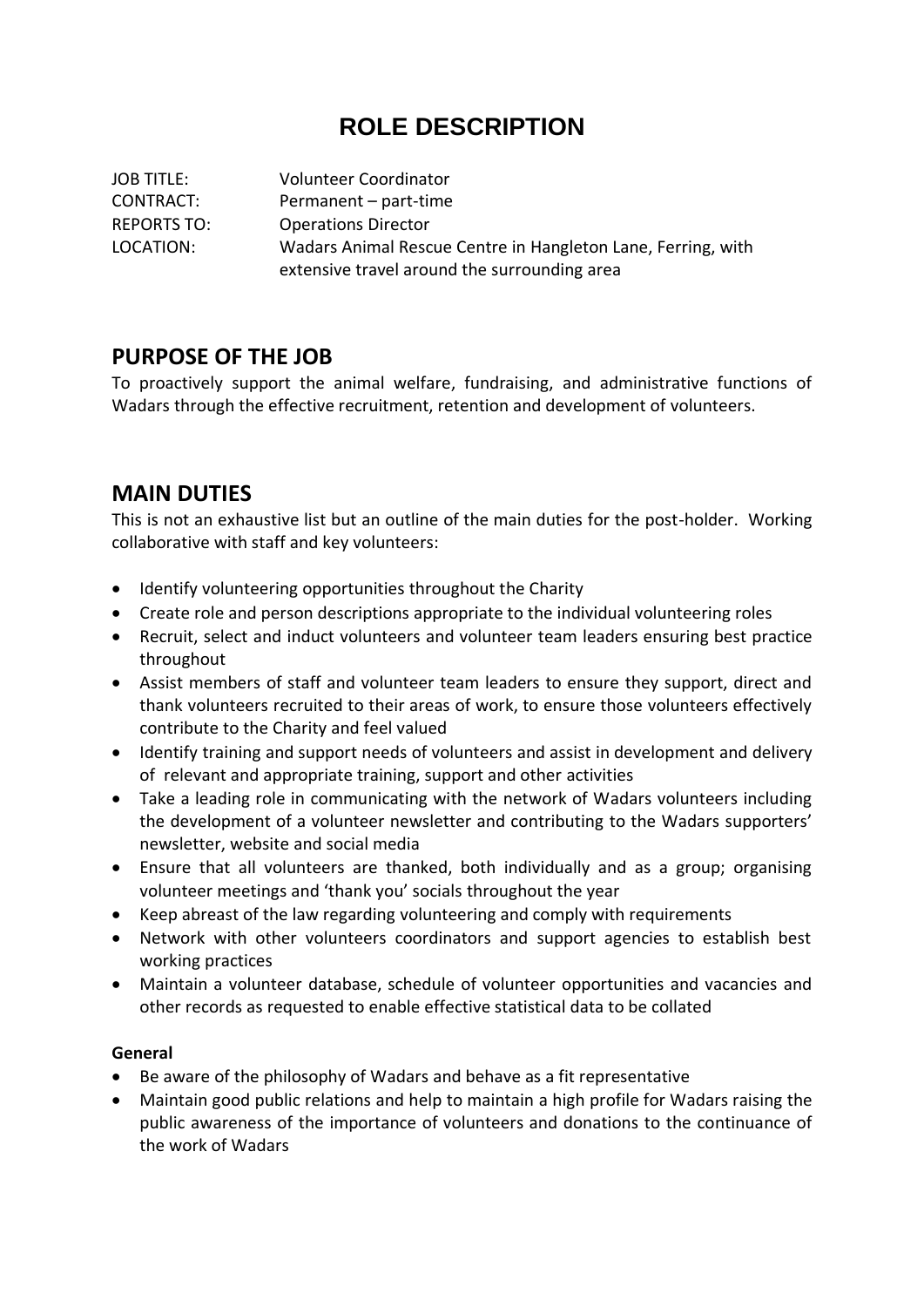# ROLE DESCRIPTION

| | |
|---|---|
| JOB TITLE: | Volunteer Coordinator |
| CONTRACT: | Permanent – part-time |
| REPORTS TO: | Operations Director |
| LOCATION: | Wadars Animal Rescue Centre in Hangleton Lane, Ferring, with extensive travel around the surrounding area |

## PURPOSE OF THE JOB

To proactively support the animal welfare, fundraising, and administrative functions of Wadars through the effective recruitment, retention and development of volunteers.

## MAIN DUTIES

This is not an exhaustive list but an outline of the main duties for the post-holder. Working collaborative with staff and key volunteers:

- Identify volunteering opportunities throughout the Charity
- Create role and person descriptions appropriate to the individual volunteering roles
- Recruit, select and induct volunteers and volunteer team leaders ensuring best practice throughout
- Assist members of staff and volunteer team leaders to ensure they support, direct and thank volunteers recruited to their areas of work, to ensure those volunteers effectively contribute to the Charity and feel valued
- Identify training and support needs of volunteers and assist in development and delivery of relevant and appropriate training, support and other activities
- Take a leading role in communicating with the network of Wadars volunteers including the development of a volunteer newsletter and contributing to the Wadars supporters' newsletter, website and social media
- Ensure that all volunteers are thanked, both individually and as a group; organising volunteer meetings and 'thank you' socials throughout the year
- Keep abreast of the law regarding volunteering and comply with requirements
- Network with other volunteers coordinators and support agencies to establish best working practices
- Maintain a volunteer database, schedule of volunteer opportunities and vacancies and other records as requested to enable effective statistical data to be collated

**General**

- Be aware of the philosophy of Wadars and behave as a fit representative
- Maintain good public relations and help to maintain a high profile for Wadars raising the public awareness of the importance of volunteers and donations to the continuance of the work of Wadars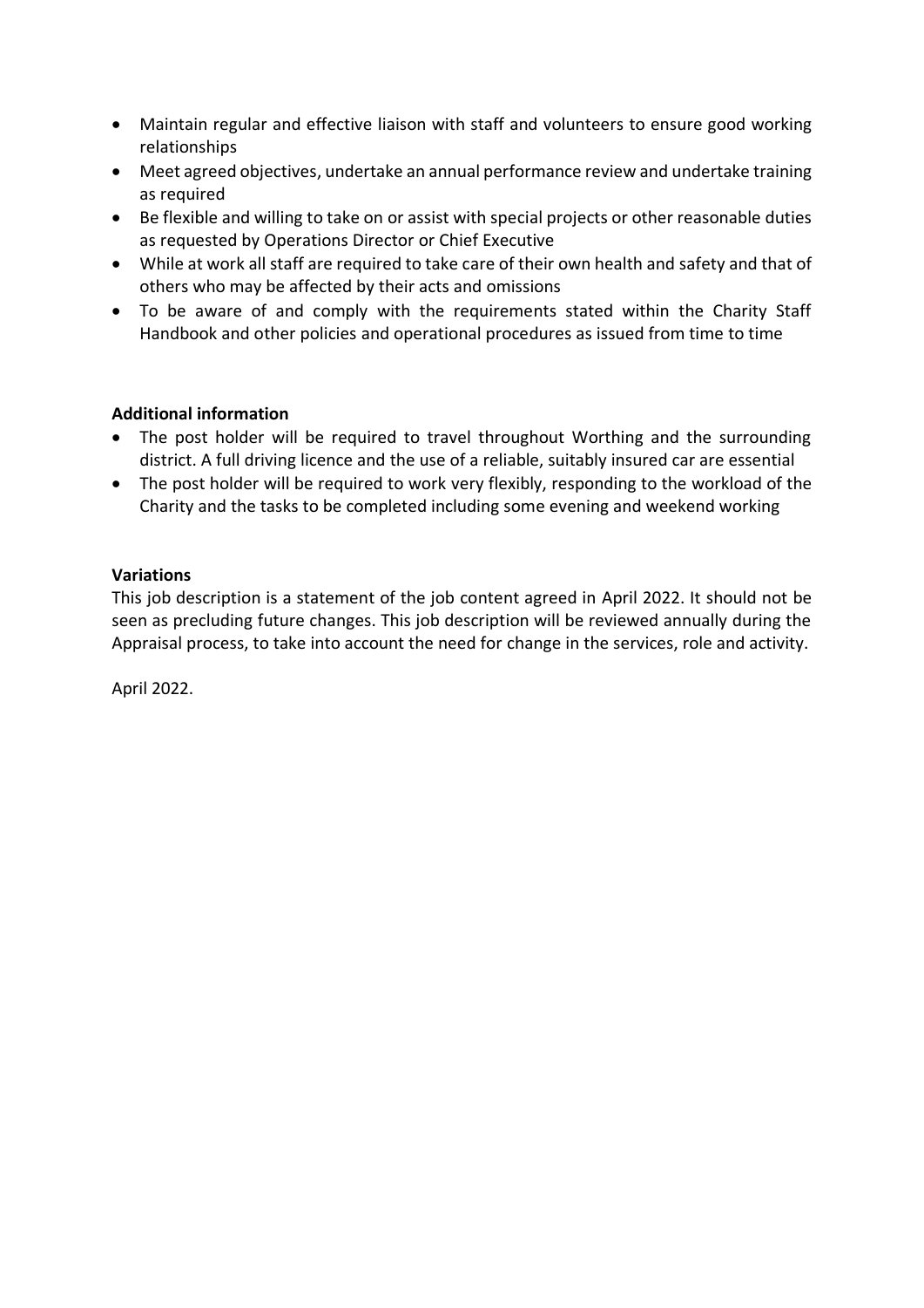- Maintain regular and effective liaison with staff and volunteers to ensure good working relationships
- Meet agreed objectives, undertake an annual performance review and undertake training as required
- Be flexible and willing to take on or assist with special projects or other reasonable duties as requested by Operations Director or Chief Executive
- While at work all staff are required to take care of their own health and safety and that of others who may be affected by their acts and omissions
- To be aware of and comply with the requirements stated within the Charity Staff Handbook and other policies and operational procedures as issued from time to time

**Additional information**

- The post holder will be required to travel throughout Worthing and the surrounding district. A full driving licence and the use of a reliable, suitably insured car are essential
- The post holder will be required to work very flexibly, responding to the workload of the Charity and the tasks to be completed including some evening and weekend working

**Variations**

This job description is a statement of the job content agreed in April 2022. It should not be seen as precluding future changes. This job description will be reviewed annually during the Appraisal process, to take into account the need for change in the services, role and activity.

April 2022.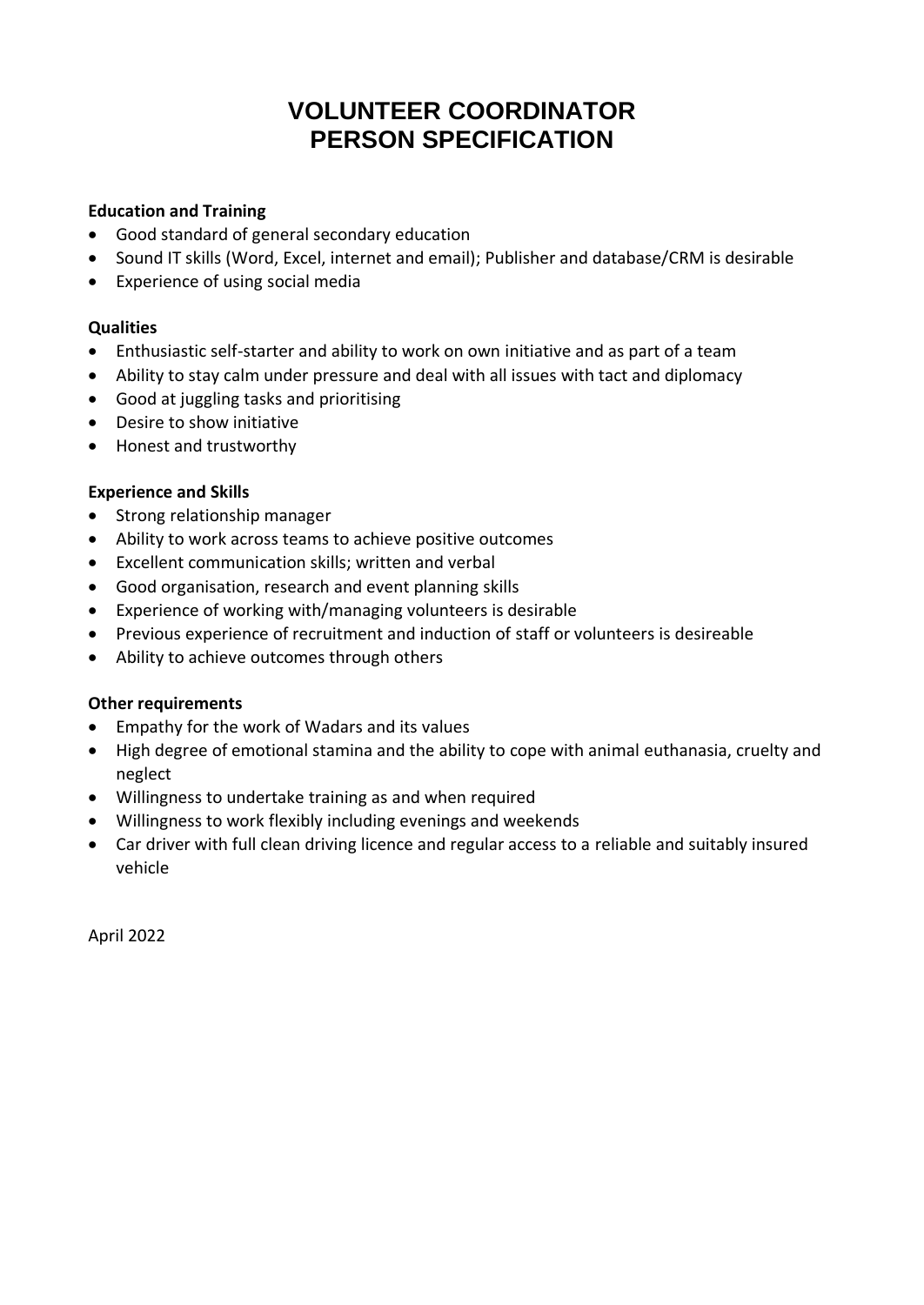# VOLUNTEER COORDINATOR
# PERSON SPECIFICATION

**Education and Training**

- Good standard of general secondary education
- Sound IT skills (Word, Excel, internet and email); Publisher and database/CRM is desirable
- Experience of using social media

**Qualities**

- Enthusiastic self-starter and ability to work on own initiative and as part of a team
- Ability to stay calm under pressure and deal with all issues with tact and diplomacy
- Good at juggling tasks and prioritising
- Desire to show initiative
- Honest and trustworthy

**Experience and Skills**

- Strong relationship manager
- Ability to work across teams to achieve positive outcomes
- Excellent communication skills; written and verbal
- Good organisation, research and event planning skills
- Experience of working with/managing volunteers is desirable
- Previous experience of recruitment and induction of staff or volunteers is desireable
- Ability to achieve outcomes through others

**Other requirements**

- Empathy for the work of Wadars and its values
- High degree of emotional stamina and the ability to cope with animal euthanasia, cruelty and neglect
- Willingness to undertake training as and when required
- Willingness to work flexibly including evenings and weekends
- Car driver with full clean driving licence and regular access to a reliable and suitably insured vehicle

April 2022